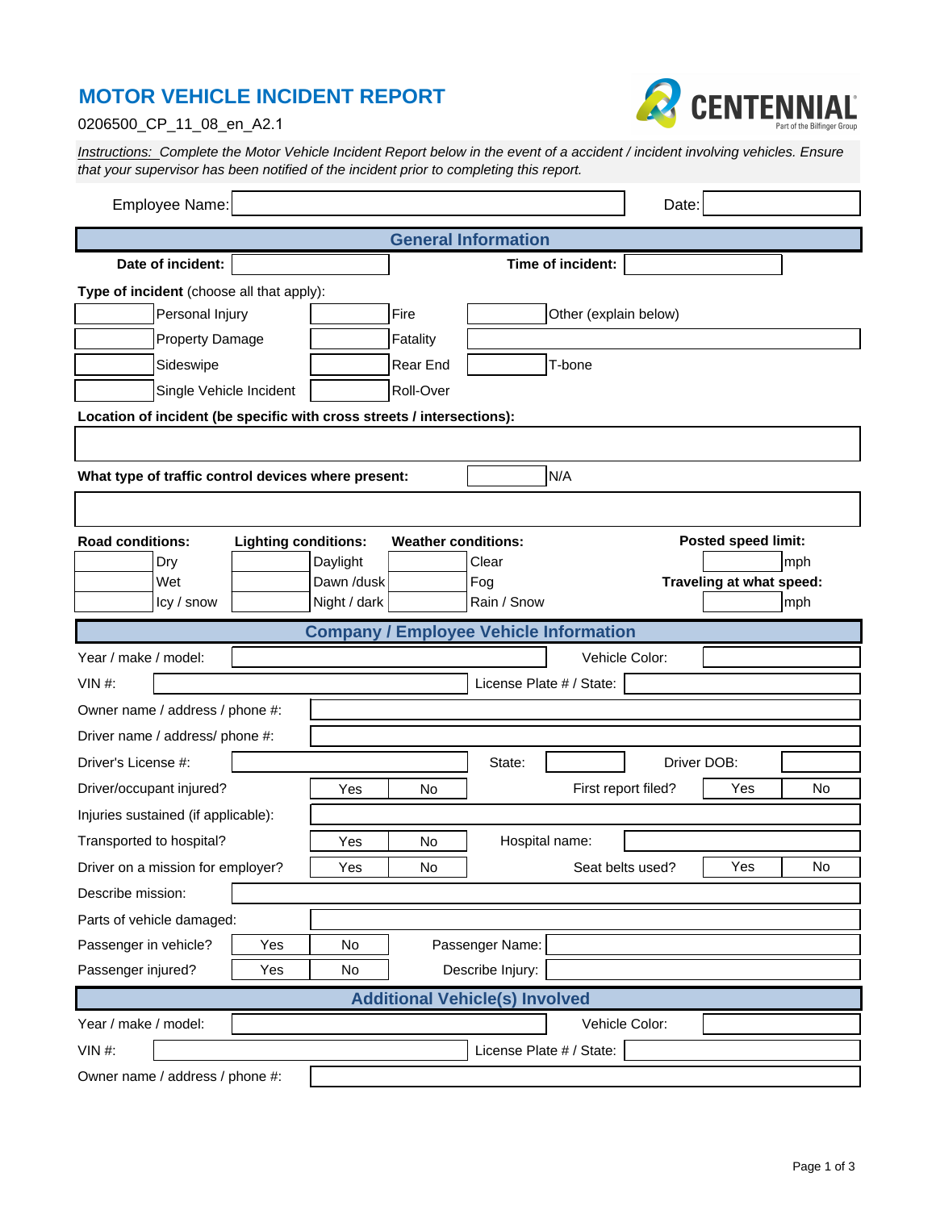# MOTOR VEHICLE INCIDENT REPORT

0206500_CP_11_08_en_A2.1

CENTENNIAL
Part of the Bilfinger Group

*Instructions: Complete the Motor Vehicle Incident Report below in the event of a accident / incident involving vehicles. Ensure that your supervisor has been notified of the incident prior to completing this report.*

| Employee Name: | | Date: | |
|---|---|---|---|

## General Information

| **Date of incident:** | | **Time of incident:** | |
|---|---|---|---|

**Type of incident** (choose all that apply):

| | | | | | |
|---|---|---|---|---|---|
| | Personal Injury | | Fire | | Other (explain below) |
| | Property Damage | | Fatality | | |
| | Sideswipe | | Rear End | | T-bone |
| | Single Vehicle Incident | | Roll-Over | | |

**Location of incident (be specific with cross streets / intersections):**

| |
|---|
| |

**What type of traffic control devices where present:** ☐ N/A

| |
|---|
| |

| **Road conditions:** | | **Lighting conditions:** | | **Weather conditions:** | | **Posted speed limit:** |
|---|---|---|---|---|---|---|
| | Dry | | Daylight | | Clear | mph |
| | Wet | | Dawn /dusk | | Fog | **Traveling at what speed:** |
| | Icy / snow | | Night / dark | | Rain / Snow | mph |

## Company / Employee Vehicle Information

| | | | | | |
|---|---|---|---|---|---|
| Year / make / model: | | | Vehicle Color: | | |
| VIN #: | | | License Plate # / State: | | |
| Owner name / address / phone #: | | | | | |
| Driver name / address/ phone #: | | | | | |
| Driver's License #: | | State: | | Driver DOB: | |
| Driver/occupant injured? | Yes / No | | First report filed? | Yes / No | |
| Injuries sustained (if applicable): | | | | | |
| Transported to hospital? | Yes / No | | Hospital name: | | |
| Driver on a mission for employer? | Yes / No | | Seat belts used? | Yes / No | |
| Describe mission: | | | | | |
| Parts of vehicle damaged: | | | | | |
| Passenger in vehicle? | Yes / No | | Passenger Name: | | |
| Passenger injured? | Yes / No | | Describe Injury: | | |

## Additional Vehicle(s) Involved

| | | | |
|---|---|---|---|
| Year / make / model: | | Vehicle Color: | |
| VIN #: | | License Plate # / State: | |
| Owner name / address / phone #: | | | |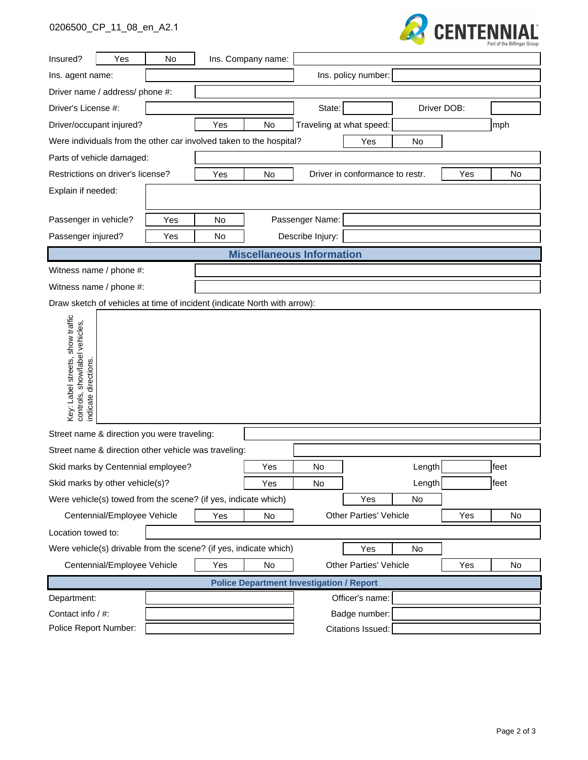0206500_CP_11_08_en_A2.1

CENTENNIAL
Part of the Bilfinger Group

| | | | | | | | | |
|---|---|---|---|---|---|---|---|---|
| Insured? | Yes | No | Ins. Company name: | | | | | |
| Ins. agent name: | | | | Ins. policy number: | | | | |
| Driver name / address/ phone #: | | | | | | | | |
| Driver's License #: | | | | State: | | Driver DOB: | | |
| Driver/occupant injured? | | Yes | No | Traveling at what speed: | | | mph | |
| Were individuals from the other car involved taken to the hospital? | | | | | Yes | No | | |
| Parts of vehicle damaged: | | | | | | | | |
| Restrictions on driver's license? | | Yes | No | Driver in conformance to restr. | | | Yes | No |
| Explain if needed: | | | | | | | | |
| Passenger in vehicle? | Yes | No | | Passenger Name: | | | | |
| Passenger injured? | Yes | No | | Describe Injury: | | | | |

## Miscellaneous Information

| | |
|---|---|
| Witness name / phone #: | |
| Witness name / phone #: | |

Draw sketch of vehicles at time of incident (indicate North with arrow):

Key: Label streets, show traffic controls, show/label vehicles, indicate directions.

| | | | | | | | |
|---|---|---|---|---|---|---|---|
| Street name & direction you were traveling: | | | | | | | |
| Street name & direction other vehicle was traveling: | | | | | | | |
| Skid marks by Centennial employee? | Yes | No | | Length | | feet | |
| Skid marks by other vehicle(s)? | Yes | No | | Length | | feet | |
| Were vehicle(s) towed from the scene? (if yes, indicate which) | | | Yes | No | | | |
| Centennial/Employee Vehicle | Yes | No | Other Parties' Vehicle | | Yes | No | |
| Location towed to: | | | | | | | |
| Were vehicle(s) drivable from the scene? (if yes, indicate which) | | | Yes | No | | | |
| Centennial/Employee Vehicle | Yes | No | Other Parties' Vehicle | | Yes | No | |

## Police Department Investigation / Report

| | | | |
|---|---|---|---|
| Department: | | Officer's name: | |
| Contact info / #: | | Badge number: | |
| Police Report Number: | | Citations Issued: | |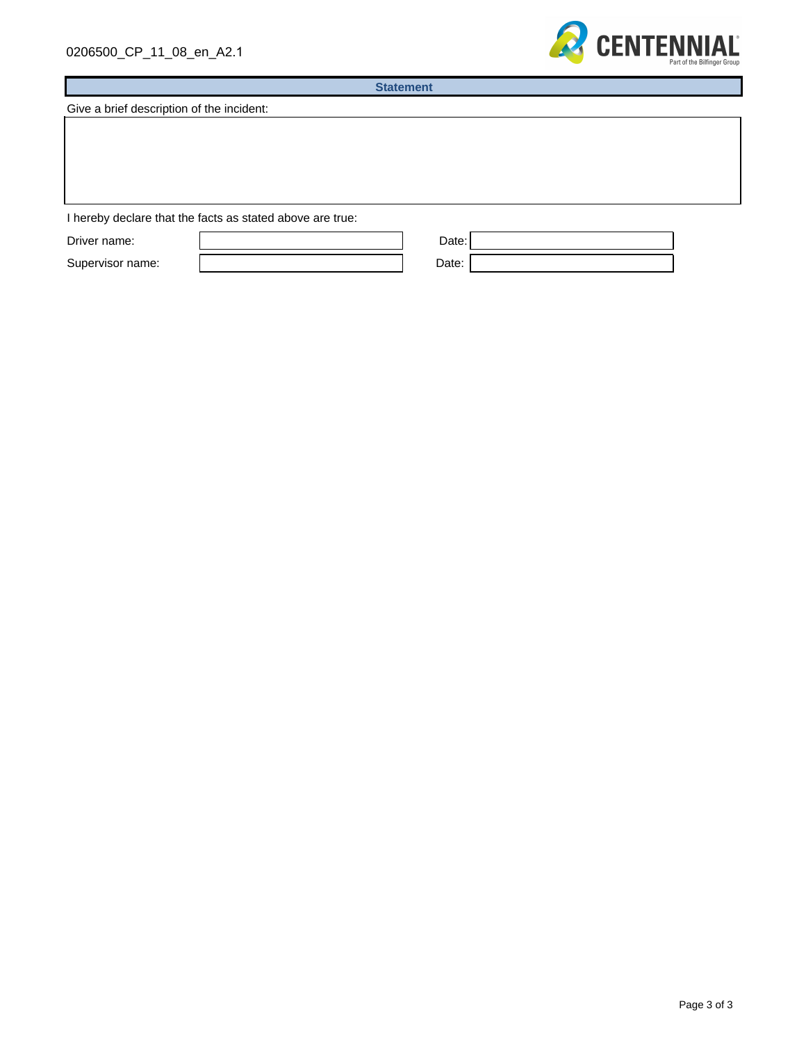## Statement

Give a brief description of the incident:

| |
|---|
| |

I hereby declare that the facts as stated above are true:

| | | | |
|---|---|---|---|
| Driver name: | | Date: | |
| Supervisor name: | | Date: | |